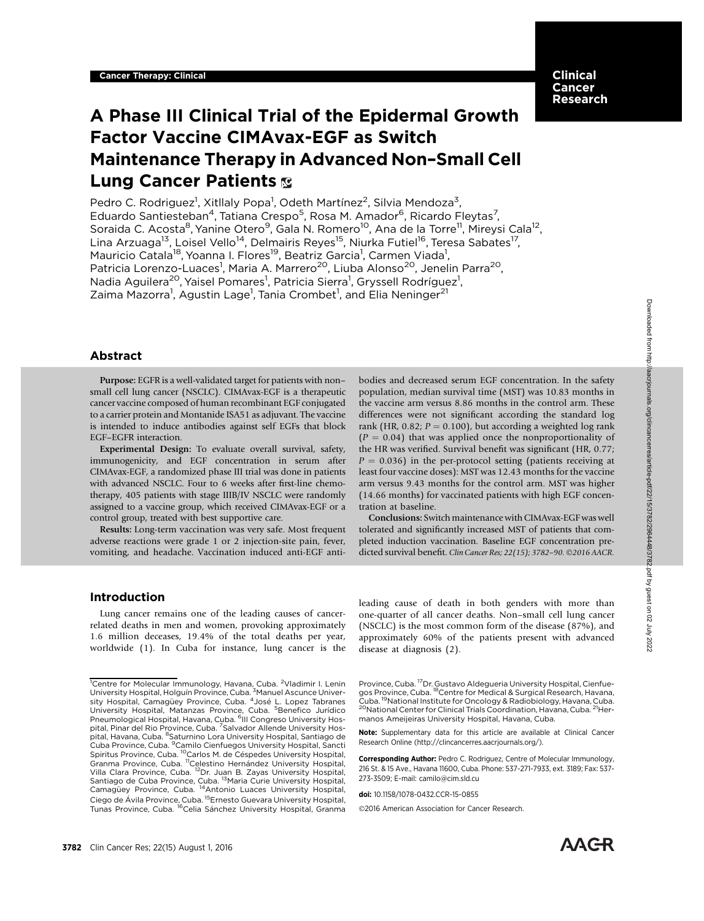Cancer Therapy: Clinical

# A Phase III Clinical Trial of the Epidermal Growth Factor Vaccine CIMAvax-EGF as Switch Maintenance Therapy in Advanced Non–Small Cell Lung Cancer Patients

Pedro C. Rodriguez[1], Xitlally Popa[1], Odeth Martínez[2], Silvia Mendoza[3], Eduardo Santiesteban[4], Tatiana Crespo[5], Rosa M. Amador[6], Ricardo Fleytas[7], Soraida C. Acosta[8], Yanine Otero[9], Gala N. Romero[10], Ana de la Torre[11], Mireysi Cala[12], Lina Arzuaga[13], Loisel Vello[14], Delmairis Reyes[15], Niurka Futiel[16], Teresa Sabates[17], Mauricio Catala[18], Yoanna I. Flores[19], Beatriz Garcia[1], Carmen Viada[1], Patricia Lorenzo-Luaces[1], Maria A. Marrero[20], Liuba Alonso[20], Jenelin Parra[20], Nadia Aguilera[20], Yaisel Pomares[1], Patricia Sierra[1], Gryssell Rodríguez[1], Zaima Mazorra[1], Agustin Lage[1], Tania Crombet[1], and Elia Neninger[21]

## Abstract

**Purpose:** EGFR is a well-validated target for patients with non–small cell lung cancer (NSCLC). CIMAvax-EGF is a therapeutic cancer vaccine composed of human recombinant EGF conjugated to a carrier protein and Montanide ISA51 as adjuvant. The vaccine is intended to induce antibodies against self EGFs that block EGF–EGFR interaction.

**Experimental Design:** To evaluate overall survival, safety, immunogenicity, and EGF concentration in serum after CIMAvax-EGF, a randomized phase III trial was done in patients with advanced NSCLC. Four to 6 weeks after first-line chemotherapy, 405 patients with stage IIIB/IV NSCLC were randomly assigned to a vaccine group, which received CIMAvax-EGF or a control group, treated with best supportive care.

**Results:** Long-term vaccination was very safe. Most frequent adverse reactions were grade 1 or 2 injection-site pain, fever, vomiting, and headache. Vaccination induced anti-EGF antibodies and decreased serum EGF concentration. In the safety population, median survival time (MST) was 10.83 months in the vaccine arm versus 8.86 months in the control arm. These differences were not significant according the standard log rank (HR, 0.82; $P = 0.100$), but according a weighted log rank ($P = 0.04$) that was applied once the nonproportionality of the HR was verified. Survival benefit was significant (HR, 0.77; $P = 0.036$) in the per-protocol setting (patients receiving at least four vaccine doses): MST was 12.43 months for the vaccine arm versus 9.43 months for the control arm. MST was higher (14.66 months) for vaccinated patients with high EGF concentration at baseline.

**Conclusions:** Switch maintenance with CIMAvax-EGF was well tolerated and significantly increased MST of patients that completed induction vaccination. Baseline EGF concentration predicted survival benefit. *Clin Cancer Res; 22(15); 3782–90. ©2016 AACR.*

## Introduction

Lung cancer remains one of the leading causes of cancer-related deaths in men and women, provoking approximately 1.6 million deceases, 19.4% of the total deaths per year, worldwide (1). In Cuba for instance, lung cancer is the leading cause of death in both genders with more than one-quarter of all cancer deaths. Non–small cell lung cancer (NSCLC) is the most common form of the disease (87%), and approximately 60% of the patients present with advanced disease at diagnosis (2).

[1]Centre for Molecular Immunology, Havana, Cuba. [2]Vladimir I. Lenin University Hospital, Holguín Province, Cuba. [3]Manuel Ascunce University Hospital, Camagüey Province, Cuba. [4]José L. Lopez Tabranes University Hospital, Matanzas Province, Cuba. [5]Benefico Jurídico Pneumological Hospital, Havana, Cuba. [6]III Congreso University Hospital, Pinar del Rio Province, Cuba. [7]Salvador Allende University Hospital, Havana, Cuba. [8]Saturnino Lora University Hospital, Santiago de Cuba Province, Cuba. [9]Camilo Cienfuegos University Hospital, Sancti Spiritus Province, Cuba. [10]Carlos M. de Céspedes University Hospital, Granma Province, Cuba. [11]Celestino Hernández University Hospital, Villa Clara Province, Cuba. [12]Dr. Juan B. Zayas University Hospital, Santiago de Cuba Province, Cuba. [13]Maria Curie University Hospital, Camagüey Province, Cuba. [14]Antonio Luaces University Hospital, Ciego de Ávila Province, Cuba. [15]Ernesto Guevara University Hospital, Tunas Province, Cuba. [16]Celia Sánchez University Hospital, Granma Province, Cuba. [17]Dr. Gustavo Aldegueria University Hospital, Cienfuegos Province, Cuba. [18]Centre for Medical & Surgical Research, Havana, Cuba. [19]National Institute for Oncology & Radiobiology, Havana, Cuba. [20]National Center for Clinical Trials Coordination, Havana, Cuba. [21]Hermanos Ameijeiras University Hospital, Havana, Cuba.

**Note:** Supplementary data for this article are available at Clinical Cancer Research Online (http://clincancerres.aacrjournals.org/).

**Corresponding Author:** Pedro C. Rodriguez, Centre of Molecular Immunology, 216 St. & 15 Ave., Havana 11600, Cuba. Phone: 537-271-7933, ext. 3189; Fax: 537-273-3509; E-mail: camilo@cim.sld.cu

**doi:** 10.1158/1078-0432.CCR-15-0855

©2016 American Association for Cancer Research.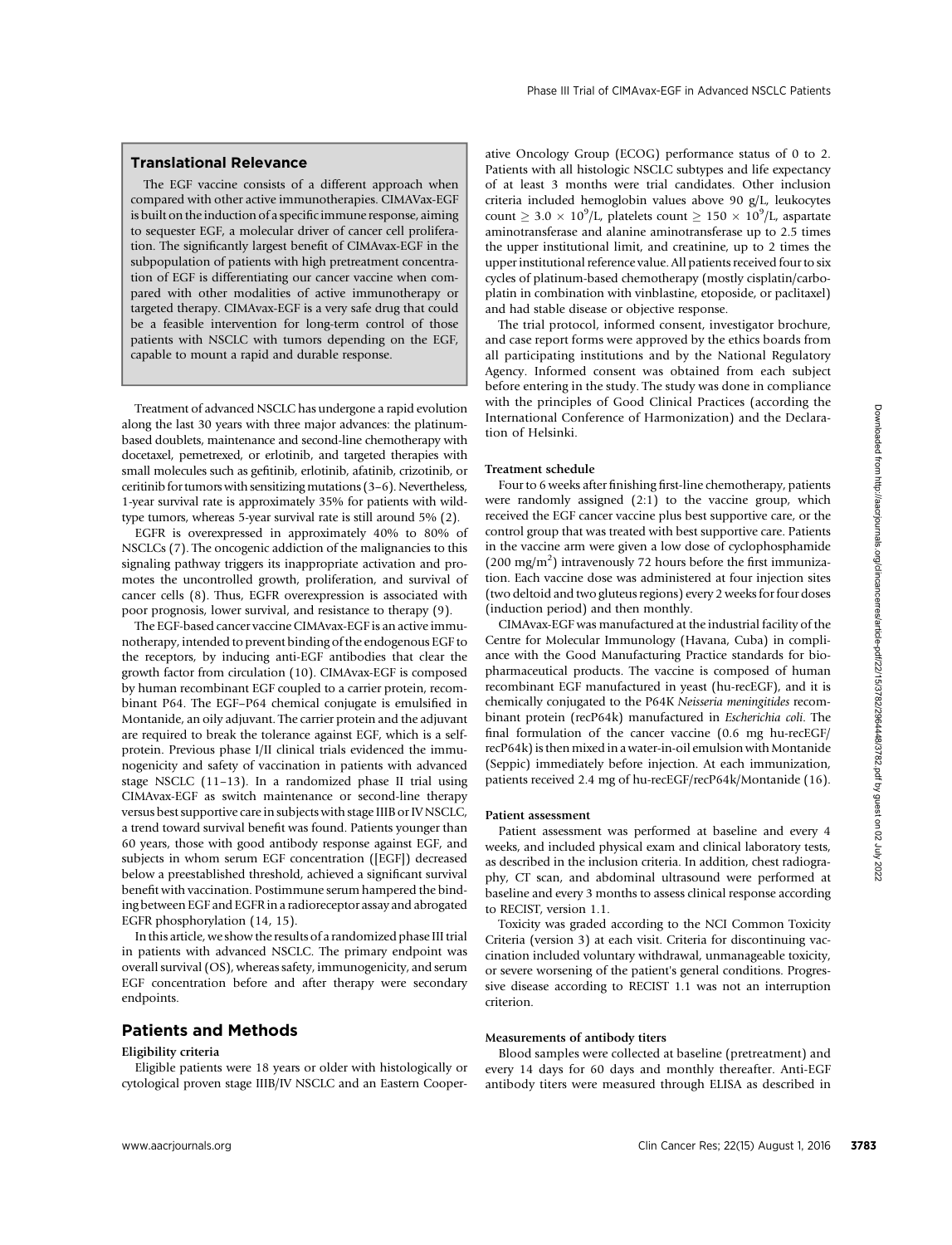## Translational Relevance

The EGF vaccine consists of a different approach when compared with other active immunotherapies. CIMAVax-EGF is built on the induction of a specific immune response, aiming to sequester EGF, a molecular driver of cancer cell proliferation. The significantly largest benefit of CIMAvax-EGF in the subpopulation of patients with high pretreatment concentration of EGF is differentiating our cancer vaccine when compared with other modalities of active immunotherapy or targeted therapy. CIMAvax-EGF is a very safe drug that could be a feasible intervention for long-term control of those patients with NSCLC with tumors depending on the EGF, capable to mount a rapid and durable response.

Treatment of advanced NSCLC has undergone a rapid evolution along the last 30 years with three major advances: the platinum-based doublets, maintenance and second-line chemotherapy with docetaxel, pemetrexed, or erlotinib, and targeted therapies with small molecules such as gefitinib, erlotinib, afatinib, crizotinib, or ceritinib for tumors with sensitizing mutations (3–6). Nevertheless, 1-year survival rate is approximately 35% for patients with wild-type tumors, whereas 5-year survival rate is still around 5% (2).

EGFR is overexpressed in approximately 40% to 80% of NSCLCs (7). The oncogenic addiction of the malignancies to this signaling pathway triggers its inappropriate activation and promotes the uncontrolled growth, proliferation, and survival of cancer cells (8). Thus, EGFR overexpression is associated with poor prognosis, lower survival, and resistance to therapy (9).

The EGF-based cancer vaccine CIMAvax-EGF is an active immunotherapy, intended to prevent binding of the endogenous EGF to the receptors, by inducing anti-EGF antibodies that clear the growth factor from circulation (10). CIMAvax-EGF is composed by human recombinant EGF coupled to a carrier protein, recombinant P64. The EGF–P64 chemical conjugate is emulsified in Montanide, an oily adjuvant. The carrier protein and the adjuvant are required to break the tolerance against EGF, which is a self-protein. Previous phase I/II clinical trials evidenced the immunogenicity and safety of vaccination in patients with advanced stage NSCLC (11–13). In a randomized phase II trial using CIMAvax-EGF as switch maintenance or second-line therapy versus best supportive care in subjects with stage IIIB or IV NSCLC, a trend toward survival benefit was found. Patients younger than 60 years, those with good antibody response against EGF, and subjects in whom serum EGF concentration ([EGF]) decreased below a preestablished threshold, achieved a significant survival benefit with vaccination. Postimmune serum hampered the binding between EGF and EGFR in a radioreceptor assay and abrogated EGFR phosphorylation (14, 15).

In this article, we show the results of a randomized phase III trial in patients with advanced NSCLC. The primary endpoint was overall survival (OS), whereas safety, immunogenicity, and serum EGF concentration before and after therapy were secondary endpoints.

## Patients and Methods

### Eligibility criteria

Eligible patients were 18 years or older with histologically or cytological proven stage IIIB/IV NSCLC and an Eastern Cooperative Oncology Group (ECOG) performance status of 0 to 2. Patients with all histologic NSCLC subtypes and life expectancy of at least 3 months were trial candidates. Other inclusion criteria included hemoglobin values above 90 g/L, leukocytes count $\geq 3.0 \times 10^9$/L, platelets count $\geq 150 \times 10^9$/L, aspartate aminotransferase and alanine aminotransferase up to 2.5 times the upper institutional limit, and creatinine, up to 2 times the upper institutional reference value. All patients received four to six cycles of platinum-based chemotherapy (mostly cisplatin/carboplatin in combination with vinblastine, etoposide, or paclitaxel) and had stable disease or objective response.

The trial protocol, informed consent, investigator brochure, and case report forms were approved by the ethics boards from all participating institutions and by the National Regulatory Agency. Informed consent was obtained from each subject before entering in the study. The study was done in compliance with the principles of Good Clinical Practices (according the International Conference of Harmonization) and the Declaration of Helsinki.

### Treatment schedule

Four to 6 weeks after finishing first-line chemotherapy, patients were randomly assigned (2:1) to the vaccine group, which received the EGF cancer vaccine plus best supportive care, or the control group that was treated with best supportive care. Patients in the vaccine arm were given a low dose of cyclophosphamide (200 mg/m$^2$) intravenously 72 hours before the first immunization. Each vaccine dose was administered at four injection sites (two deltoid and two gluteus regions) every 2 weeks for four doses (induction period) and then monthly.

CIMAvax-EGF was manufactured at the industrial facility of the Centre for Molecular Immunology (Havana, Cuba) in compliance with the Good Manufacturing Practice standards for biopharmaceutical products. The vaccine is composed of human recombinant EGF manufactured in yeast (hu-recEGF), and it is chemically conjugated to the P64K *Neisseria meningitides* recombinant protein (recP64k) manufactured in *Escherichia coli*. The final formulation of the cancer vaccine (0.6 mg hu-recEGF/recP64k) is then mixed in a water-in-oil emulsion with Montanide (Seppic) immediately before injection. At each immunization, patients received 2.4 mg of hu-recEGF/recP64k/Montanide (16).

### Patient assessment

Patient assessment was performed at baseline and every 4 weeks, and included physical exam and clinical laboratory tests, as described in the inclusion criteria. In addition, chest radiography, CT scan, and abdominal ultrasound were performed at baseline and every 3 months to assess clinical response according to RECIST, version 1.1.

Toxicity was graded according to the NCI Common Toxicity Criteria (version 3) at each visit. Criteria for discontinuing vaccination included voluntary withdrawal, unmanageable toxicity, or severe worsening of the patient's general conditions. Progressive disease according to RECIST 1.1 was not an interruption criterion.

### Measurements of antibody titers

Blood samples were collected at baseline (pretreatment) and every 14 days for 60 days and monthly thereafter. Anti-EGF antibody titers were measured through ELISA as described in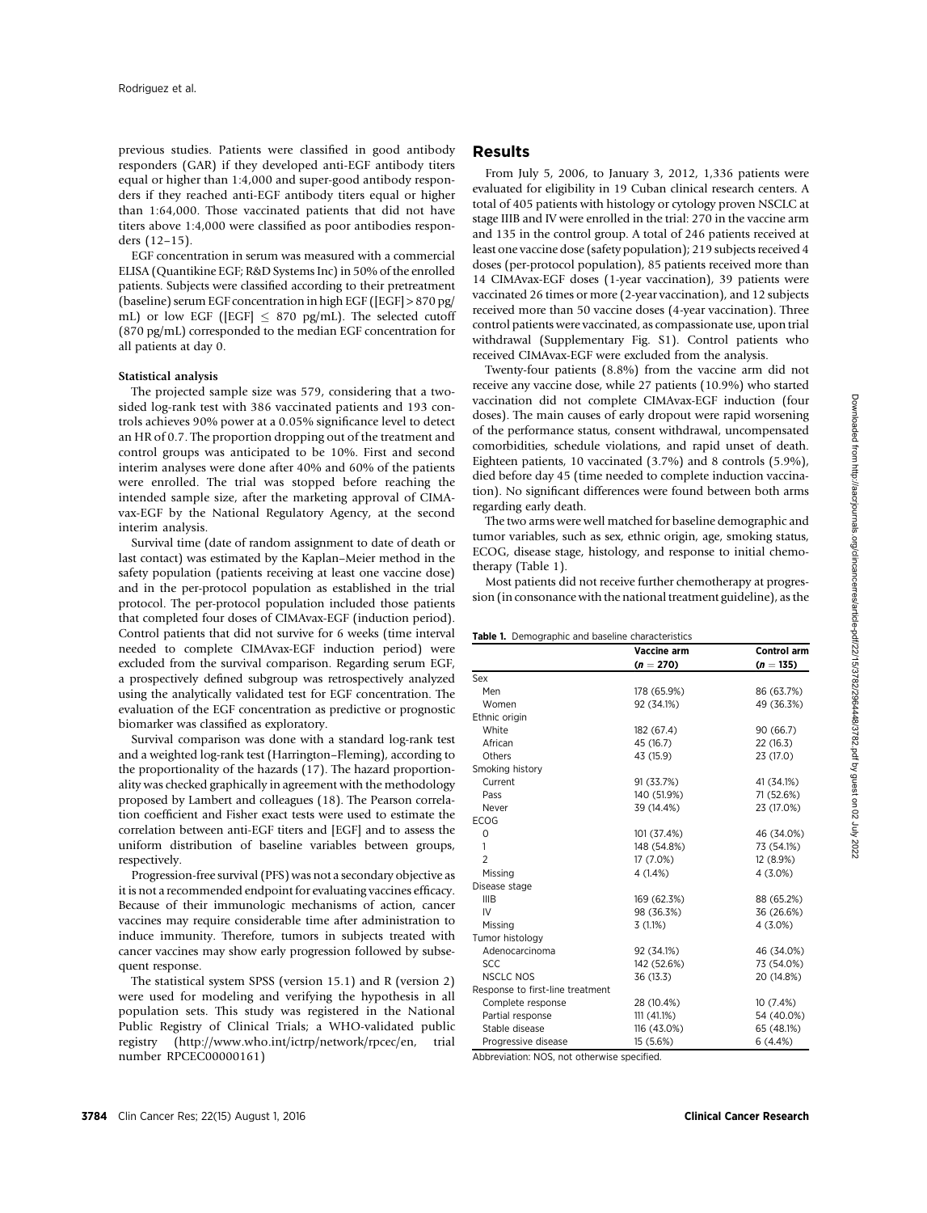previous studies. Patients were classified in good antibody responders (GAR) if they developed anti-EGF antibody titers equal or higher than 1:4,000 and super-good antibody responders if they reached anti-EGF antibody titers equal or higher than 1:64,000. Those vaccinated patients that did not have titers above 1:4,000 were classified as poor antibodies responders (12–15).

EGF concentration in serum was measured with a commercial ELISA (Quantikine EGF; R&D Systems Inc) in 50% of the enrolled patients. Subjects were classified according to their pretreatment (baseline) serum EGF concentration in high EGF ([EGF] > 870 pg/mL) or low EGF ([EGF] $\leq$ 870 pg/mL). The selected cutoff (870 pg/mL) corresponded to the median EGF concentration for all patients at day 0.

#### Statistical analysis

The projected sample size was 579, considering that a two-sided log-rank test with 386 vaccinated patients and 193 controls achieves 90% power at a 0.05% significance level to detect an HR of 0.7. The proportion dropping out of the treatment and control groups was anticipated to be 10%. First and second interim analyses were done after 40% and 60% of the patients were enrolled. The trial was stopped before reaching the intended sample size, after the marketing approval of CIMAvax-EGF by the National Regulatory Agency, at the second interim analysis.

Survival time (date of random assignment to date of death or last contact) was estimated by the Kaplan–Meier method in the safety population (patients receiving at least one vaccine dose) and in the per-protocol population as established in the trial protocol. The per-protocol population included those patients that completed four doses of CIMAvax-EGF (induction period). Control patients that did not survive for 6 weeks (time interval needed to complete CIMAvax-EGF induction period) were excluded from the survival comparison. Regarding serum EGF, a prospectively defined subgroup was retrospectively analyzed using the analytically validated test for EGF concentration. The evaluation of the EGF concentration as predictive or prognostic biomarker was classified as exploratory.

Survival comparison was done with a standard log-rank test and a weighted log-rank test (Harrington–Fleming), according to the proportionality of the hazards (17). The hazard proportionality was checked graphically in agreement with the methodology proposed by Lambert and colleagues (18). The Pearson correlation coefficient and Fisher exact tests were used to estimate the correlation between anti-EGF titers and [EGF] and to assess the uniform distribution of baseline variables between groups, respectively.

Progression-free survival (PFS) was not a secondary objective as it is not a recommended endpoint for evaluating vaccines efficacy. Because of their immunologic mechanisms of action, cancer vaccines may require considerable time after administration to induce immunity. Therefore, tumors in subjects treated with cancer vaccines may show early progression followed by subsequent response.

The statistical system SPSS (version 15.1) and R (version 2) were used for modeling and verifying the hypothesis in all population sets. This study was registered in the National Public Registry of Clinical Trials; a WHO-validated public registry (http://www.who.int/ictrp/network/rpcec/en, trial number RPCEC00000161)

## Results

From July 5, 2006, to January 3, 2012, 1,336 patients were evaluated for eligibility in 19 Cuban clinical research centers. A total of 405 patients with histology or cytology proven NSCLC at stage IIIB and IV were enrolled in the trial: 270 in the vaccine arm and 135 in the control group. A total of 246 patients received at least one vaccine dose (safety population); 219 subjects received 4 doses (per-protocol population), 85 patients received more than 14 CIMAvax-EGF doses (1-year vaccination), 39 patients were vaccinated 26 times or more (2-year vaccination), and 12 subjects received more than 50 vaccine doses (4-year vaccination). Three control patients were vaccinated, as compassionate use, upon trial withdrawal (Supplementary Fig. S1). Control patients who received CIMAvax-EGF were excluded from the analysis.

Twenty-four patients (8.8%) from the vaccine arm did not receive any vaccine dose, while 27 patients (10.9%) who started vaccination did not complete CIMAvax-EGF induction (four doses). The main causes of early dropout were rapid worsening of the performance status, consent withdrawal, uncompensated comorbidities, schedule violations, and rapid unset of death. Eighteen patients, 10 vaccinated (3.7%) and 8 controls (5.9%), died before day 45 (time needed to complete induction vaccination). No significant differences were found between both arms regarding early death.

The two arms were well matched for baseline demographic and tumor variables, such as sex, ethnic origin, age, smoking status, ECOG, disease stage, histology, and response to initial chemotherapy (Table 1).

Most patients did not receive further chemotherapy at progression (in consonance with the national treatment guideline), as the

**Table 1.** Demographic and baseline characteristics

| | Vaccine arm ($n = 270$) | Control arm ($n = 135$) |
|---|---|---|
| Sex | | |
| Men | 178 (65.9%) | 86 (63.7%) |
| Women | 92 (34.1%) | 49 (36.3%) |
| Ethnic origin | | |
| White | 182 (67.4) | 90 (66.7) |
| African | 45 (16.7) | 22 (16.3) |
| Others | 43 (15.9) | 23 (17.0) |
| Smoking history | | |
| Current | 91 (33.7%) | 41 (34.1%) |
| Pass | 140 (51.9%) | 71 (52.6%) |
| Never | 39 (14.4%) | 23 (17.0%) |
| ECOG | | |
| 0 | 101 (37.4%) | 46 (34.0%) |
| 1 | 148 (54.8%) | 73 (54.1%) |
| 2 | 17 (7.0%) | 12 (8.9%) |
| Missing | 4 (1.4%) | 4 (3.0%) |
| Disease stage | | |
| IIIB | 169 (62.3%) | 88 (65.2%) |
| IV | 98 (36.3%) | 36 (26.6%) |
| Missing | 3 (1.1%) | 4 (3.0%) |
| Tumor histology | | |
| Adenocarcinoma | 92 (34.1%) | 46 (34.0%) |
| SCC | 142 (52.6%) | 73 (54.0%) |
| NSCLC NOS | 36 (13.3) | 20 (14.8%) |
| Response to first-line treatment | | |
| Complete response | 28 (10.4%) | 10 (7.4%) |
| Partial response | 111 (41.1%) | 54 (40.0%) |
| Stable disease | 116 (43.0%) | 65 (48.1%) |
| Progressive disease | 15 (5.6%) | 6 (4.4%) |

Abbreviation: NOS, not otherwise specified.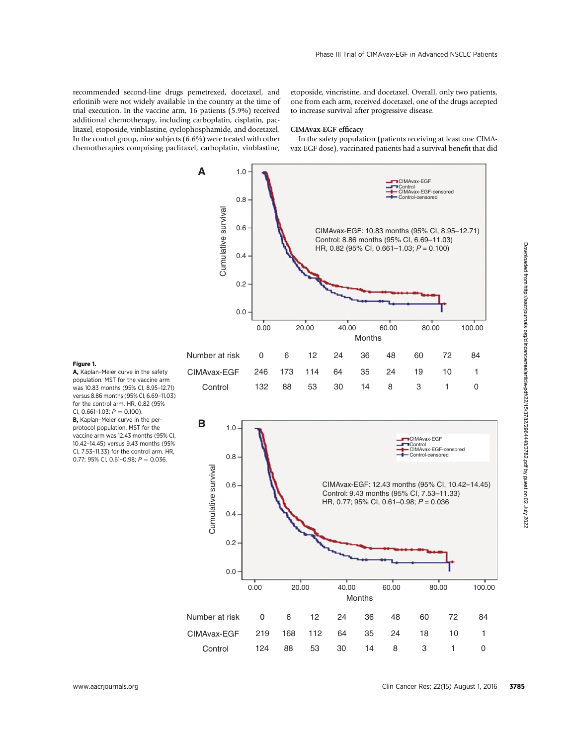recommended second-line drugs pemetrexed, docetaxel, and erlotinib were not widely available in the country at the time of trial execution. In the vaccine arm, 16 patients (5.9%) received additional chemotherapy, including carboplatin, cisplatin, paclitaxel, etoposide, vinblastine, cyclophosphamide, and docetaxel. In the control group, nine subjects (6.6%) were treated with other chemotherapies comprising paclitaxel, carboplatin, vinblastine, etoposide, vincristine, and docetaxel. Overall, only two patients, one from each arm, received docetaxel, one of the drugs accepted to increase survival after progressive disease.

### CIMAvax-EGF efficacy

In the safety population (patients receiving at least one CIMAvax-EGF dose), vaccinated patients had a survival benefit that did

A

CIMAvax-EGF
Control
CIMAvax-EGF-censored
Control-censored

CIMAvax-EGF: 10.83 months (95% CI, 8.95–12.71)
Control: 8.86 months (95% CI, 6.69–11.03)
HR, 0.82 (95% CI, 0.661–1.03; *P* = 0.100)

Cumulative survival
1.0
0.8
0.6
0.4
0.2
0.0

0.00
20.00
40.00
60.00
80.00
100.00
Months

Number at risk 0 6 12 24 36 48 60 72 84
CIMAvax-EGF 246 173 114 64 35 24 19 10 1
Control 132 88 53 30 14 8 3 1 0

B

CIMAvax-EGF
Control
CIMAvax-EGF-censored
Control-censored

CIMAvax-EGF: 12.43 months (95% CI, 10.42–14.45)
Control: 9.43 months (95% CI, 7.53–11.33)
HR, 0.77; 95% CI, 0.61–0.98; *P* = 0.036

Cumulative survival
1.0
0.8
0.6
0.4
0.2
0.0

0.00
20.00
40.00
60.00
80.00
100.00
Months

Number at risk 0 6 12 24 36 48 60 72 84
CIMAvax-EGF 219 168 112 64 35 24 18 10 1
Control 124 88 53 30 14 8 3 1 0

**Figure 1.**
**A,** Kaplan–Meier curve in the safety population. MST for the vaccine arm was 10.83 months (95% CI, 8.95–12.71) versus 8.86 months (95% CI, 6.69–11.03) for the control arm. HR, 0.82 (95% CI, 0.661–1.03; $P = 0.100$).
**B,** Kaplan–Meier curve in the per-protocol population. MST for the vaccine arm was 12.43 months (95% CI, 10.42–14.45) versus 9.43 months (95% CI, 7.53–11.33) for the control arm. HR, 0.77; 95% CI, 0.61–0.98; $P = 0.036$.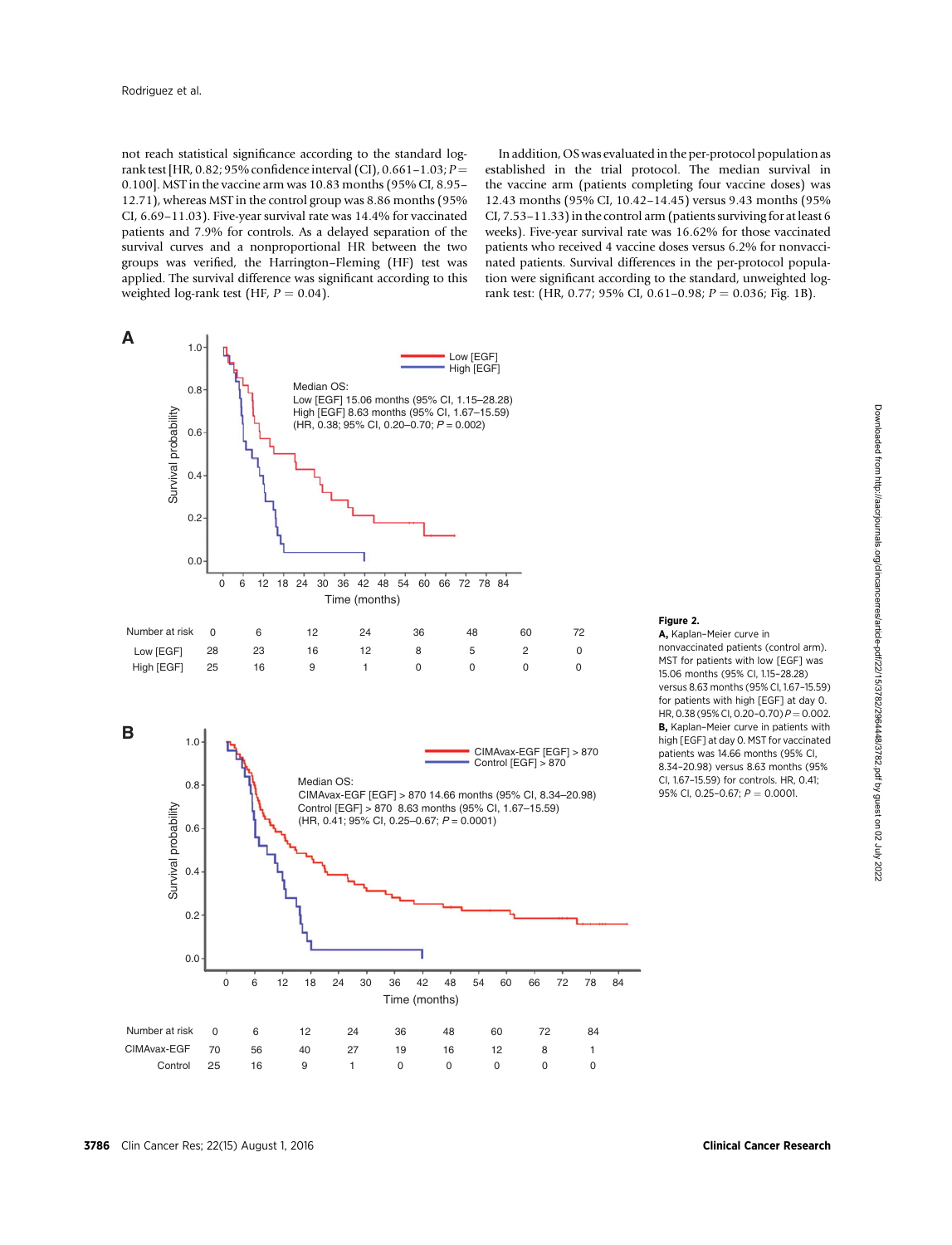not reach statistical significance according to the standard log-rank test [HR, 0.82; 95% confidence interval (CI), 0.661–1.03; $P = 0.100$]. MST in the vaccine arm was 10.83 months (95% CI, 8.95–12.71), whereas MST in the control group was 8.86 months (95% CI, 6.69–11.03). Five-year survival rate was 14.4% for vaccinated patients and 7.9% for controls. As a delayed separation of the survival curves and a nonproportional HR between the two groups was verified, the Harrington–Fleming (HF) test was applied. The survival difference was significant according to this weighted log-rank test (HF, $P = 0.04$).

In addition, OS was evaluated in the per-protocol population as established in the trial protocol. The median survival in the vaccine arm (patients completing four vaccine doses) was 12.43 months (95% CI, 10.42–14.45) versus 9.43 months (95% CI, 7.53–11.33) in the control arm (patients surviving for at least 6 weeks). Five-year survival rate was 16.62% for those vaccinated patients who received 4 vaccine doses versus 6.2% for nonvaccinated patients. Survival differences in the per-protocol population were significant according to the standard, unweighted log-rank test: (HR, 0.77; 95% CI, 0.61–0.98; $P = 0.036$; Fig. 1B).

A

Low [EGF]
High [EGF]

Median OS:
Low [EGF] 15.06 months (95% CI, 1.15–28.28)
High [EGF] 8.63 months (95% CI, 1.67–15.59)
(HR, 0.38; 95% CI, 0.20–0.70; P = 0.002)

Survival probability
Time (months)

Number at risk: 0, 6, 12, 24, 36, 48, 60, 72
Low [EGF]: 28, 23, 16, 12, 8, 5, 2, 0
High [EGF]: 25, 16, 9, 1, 0, 0, 0, 0

B

CIMAvax-EGF [EGF] > 870
Control [EGF] > 870

Median OS:
CIMAvax-EGF [EGF] > 870 14.66 months (95% CI, 8.34–20.98)
Control [EGF] > 870 8.63 months (95% CI, 1.67–15.59)
(HR, 0.41; 95% CI, 0.25–0.67; P = 0.0001)

Survival probability
Time (months)

Number at risk: 0, 6, 12, 24, 36, 48, 60, 72, 84
CIMAvax-EGF: 70, 56, 40, 27, 19, 16, 12, 8, 1
Control: 25, 16, 9, 1, 0, 0, 0, 0, 0

**Figure 2.**
**A,** Kaplan–Meier curve in nonvaccinated patients (control arm). MST for patients with low [EGF] was 15.06 months (95% CI, 1.15–28.28) versus 8.63 months (95% CI, 1.67–15.59) for patients with high [EGF] at day 0. HR, 0.38 (95% CI, 0.20–0.70) $P = 0.002$. **B,** Kaplan–Meier curve in patients with high [EGF] at day 0. MST for vaccinated patients was 14.66 months (95% CI, 8.34–20.98) versus 8.63 months (95% CI, 1.67–15.59) for controls. HR, 0.41; 95% CI, 0.25–0.67; $P = 0.0001$.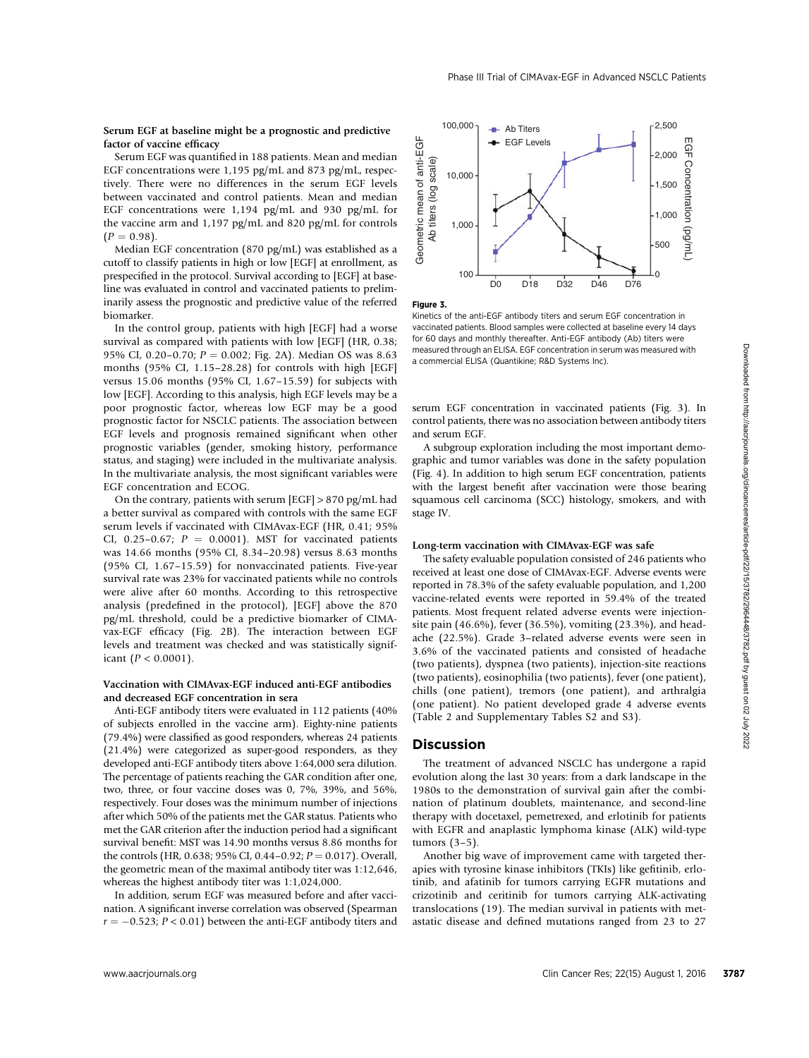### Serum EGF at baseline might be a prognostic and predictive factor of vaccine efficacy

Serum EGF was quantified in 188 patients. Mean and median EGF concentrations were 1,195 pg/mL and 873 pg/mL, respectively. There were no differences in the serum EGF levels between vaccinated and control patients. Mean and median EGF concentrations were 1,194 pg/mL and 930 pg/mL for the vaccine arm and 1,197 pg/mL and 820 pg/mL for controls ($P = 0.98$).

Median EGF concentration (870 pg/mL) was established as a cutoff to classify patients in high or low [EGF] at enrollment, as prespecified in the protocol. Survival according to [EGF] at baseline was evaluated in control and vaccinated patients to preliminarily assess the prognostic and predictive value of the referred biomarker.

In the control group, patients with high [EGF] had a worse survival as compared with patients with low [EGF] (HR, 0.38; 95% CI, 0.20–0.70; $P = 0.002$; Fig. 2A). Median OS was 8.63 months (95% CI, 1.15–28.28) for controls with high [EGF] versus 15.06 months (95% CI, 1.67–15.59) for subjects with low [EGF]. According to this analysis, high EGF levels may be a poor prognostic factor, whereas low EGF may be a good prognostic factor for NSCLC patients. The association between EGF levels and prognosis remained significant when other prognostic variables (gender, smoking history, performance status, and staging) were included in the multivariate analysis. In the multivariate analysis, the most significant variables were EGF concentration and ECOG.

On the contrary, patients with serum [EGF] > 870 pg/mL had a better survival as compared with controls with the same EGF serum levels if vaccinated with CIMAvax-EGF (HR, 0.41; 95% CI, 0.25–0.67; $P = 0.0001$). MST for vaccinated patients was 14.66 months (95% CI, 8.34–20.98) versus 8.63 months (95% CI, 1.67–15.59) for nonvaccinated patients. Five-year survival rate was 23% for vaccinated patients while no controls were alive after 60 months. According to this retrospective analysis (predefined in the protocol), [EGF] above the 870 pg/mL threshold, could be a predictive biomarker of CIMAvax-EGF efficacy (Fig. 2B). The interaction between EGF levels and treatment was checked and was statistically significant ($P < 0.0001$).

### Vaccination with CIMAvax-EGF induced anti-EGF antibodies and decreased EGF concentration in sera

Anti-EGF antibody titers were evaluated in 112 patients (40% of subjects enrolled in the vaccine arm). Eighty-nine patients (79.4%) were classified as good responders, whereas 24 patients (21.4%) were categorized as super-good responders, as they developed anti-EGF antibody titers above 1:64,000 sera dilution. The percentage of patients reaching the GAR condition after one, two, three, or four vaccine doses was 0, 7%, 39%, and 56%, respectively. Four doses was the minimum number of injections after which 50% of the patients met the GAR status. Patients who met the GAR criterion after the induction period had a significant survival benefit: MST was 14.90 months versus 8.86 months for the controls (HR, 0.638; 95% CI, 0.44–0.92; $P = 0.017$). Overall, the geometric mean of the maximal antibody titer was 1:12,646, whereas the highest antibody titer was 1:1,024,000.

In addition, serum EGF was measured before and after vaccination. A significant inverse correlation was observed (Spearman $r = -0.523$; $P < 0.01$) between the anti-EGF antibody titers and serum EGF concentration in vaccinated patients (Fig. 3). In control patients, there was no association between antibody titers and serum EGF.

100,000
10,000
1,000
100
Geometric mean of anti-EGF Ab titers (log scale)
Ab Titers
EGF Levels
D0
D18
D32
D46
D76
2,500
2,000
1,500
1,000
500
0
EGF Concentration (pg/mL)

**Figure 3.**
Kinetics of the anti-EGF antibody titers and serum EGF concentration in vaccinated patients. Blood samples were collected at baseline every 14 days for 60 days and monthly thereafter. Anti-EGF antibody (Ab) titers were measured through an ELISA. EGF concentration in serum was measured with a commercial ELISA (Quantikine; R&D Systems Inc).

A subgroup exploration including the most important demographic and tumor variables was done in the safety population (Fig. 4). In addition to high serum EGF concentration, patients with the largest benefit after vaccination were those bearing squamous cell carcinoma (SCC) histology, smokers, and with stage IV.

### Long-term vaccination with CIMAvax-EGF was safe

The safety evaluable population consisted of 246 patients who received at least one dose of CIMAvax-EGF. Adverse events were reported in 78.3% of the safety evaluable population, and 1,200 vaccine-related events were reported in 59.4% of the treated patients. Most frequent related adverse events were injection-site pain (46.6%), fever (36.5%), vomiting (23.3%), and headache (22.5%). Grade 3–related adverse events were seen in 3.6% of the vaccinated patients and consisted of headache (two patients), dyspnea (two patients), injection-site reactions (two patients), eosinophilia (two patients), fever (one patient), chills (one patient), tremors (one patient), and arthralgia (one patient). No patient developed grade 4 adverse events (Table 2 and Supplementary Tables S2 and S3).

## Discussion

The treatment of advanced NSCLC has undergone a rapid evolution along the last 30 years: from a dark landscape in the 1980s to the demonstration of survival gain after the combination of platinum doublets, maintenance, and second-line therapy with docetaxel, pemetrexed, and erlotinib for patients with EGFR and anaplastic lymphoma kinase (ALK) wild-type tumors (3–5).

Another big wave of improvement came with targeted therapies with tyrosine kinase inhibitors (TKIs) like gefitinib, erlotinib, and afatinib for tumors carrying EGFR mutations and crizotinib and ceritinib for tumors carrying ALK-activating translocations (19). The median survival in patients with metastatic disease and defined mutations ranged from 23 to 27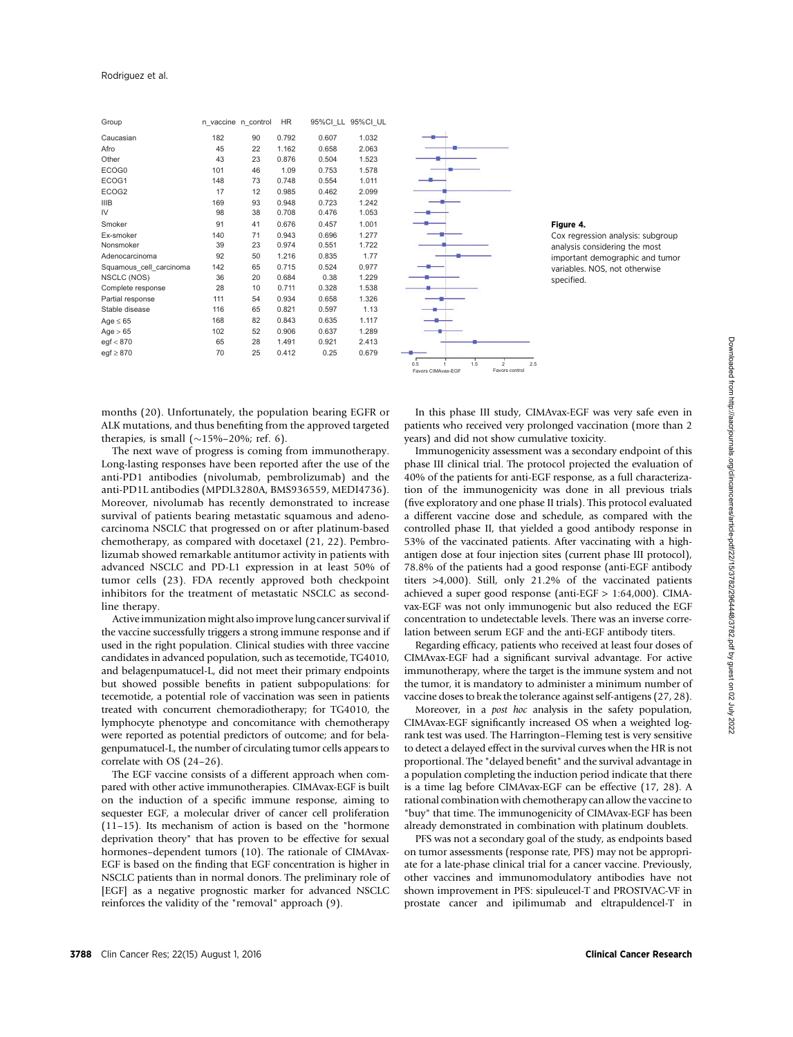| Group | n_vaccine | n_control | HR | 95%CI_LL | 95%CI_UL |
|---|---|---|---|---|---|
| Caucasian | 182 | 90 | 0.792 | 0.607 | 1.032 |
| Afro | 45 | 22 | 1.162 | 0.658 | 2.063 |
| Other | 43 | 23 | 0.876 | 0.504 | 1.523 |
| ECOG0 | 101 | 46 | 1.09 | 0.753 | 1.578 |
| ECOG1 | 148 | 73 | 0.748 | 0.554 | 1.011 |
| ECOG2 | 17 | 12 | 0.985 | 0.462 | 2.099 |
| IIIB | 169 | 93 | 0.948 | 0.723 | 1.242 |
| IV | 98 | 38 | 0.708 | 0.476 | 1.053 |
| Smoker | 91 | 41 | 0.676 | 0.457 | 1.001 |
| Ex-smoker | 140 | 71 | 0.943 | 0.696 | 1.277 |
| Nonsmoker | 39 | 23 | 0.974 | 0.551 | 1.722 |
| Adenocarcinoma | 92 | 50 | 1.216 | 0.835 | 1.77 |
| Squamous_cell_carcinoma | 142 | 65 | 0.715 | 0.524 | 0.977 |
| NSCLC (NOS) | 36 | 20 | 0.684 | 0.38 | 1.229 |
| Complete response | 28 | 10 | 0.711 | 0.328 | 1.538 |
| Partial response | 111 | 54 | 0.934 | 0.658 | 1.326 |
| Stable disease | 116 | 65 | 0.821 | 0.597 | 1.13 |
| Age ≤ 65 | 168 | 82 | 0.843 | 0.635 | 1.117 |
| Age > 65 | 102 | 52 | 0.906 | 0.637 | 1.289 |
| egf < 870 | 65 | 28 | 1.491 | 0.921 | 2.413 |
| egf ≥ 870 | 70 | 25 | 0.412 | 0.25 | 0.679 |

0.5 1 1.5 2 2.5

Favors CIMAvax-EGF    Favors control

**Figure 4.**
Cox regression analysis: subgroup analysis considering the most important demographic and tumor variables. NOS, not otherwise specified.

months (20). Unfortunately, the population bearing EGFR or ALK mutations, and thus benefiting from the approved targeted therapies, is small (~15%–20%; ref. 6).

The next wave of progress is coming from immunotherapy. Long-lasting responses have been reported after the use of the anti-PD1 antibodies (nivolumab, pembrolizumab) and the anti-PD1L antibodies (MPDL3280A, BMS936559, MEDI4736). Moreover, nivolumab has recently demonstrated to increase survival of patients bearing metastatic squamous and adenocarcinoma NSCLC that progressed on or after platinum-based chemotherapy, as compared with docetaxel (21, 22). Pembrolizumab showed remarkable antitumor activity in patients with advanced NSCLC and PD-L1 expression in at least 50% of tumor cells (23). FDA recently approved both checkpoint inhibitors for the treatment of metastatic NSCLC as second-line therapy.

Active immunization might also improve lung cancer survival if the vaccine successfully triggers a strong immune response and if used in the right population. Clinical studies with three vaccine candidates in advanced population, such as tecemotide, TG4010, and belagenpumatucel-L, did not meet their primary endpoints but showed possible benefits in patient subpopulations: for tecemotide, a potential role of vaccination was seen in patients treated with concurrent chemoradiotherapy; for TG4010, the lymphocyte phenotype and concomitance with chemotherapy were reported as potential predictors of outcome; and for belagenpumatucel-L, the number of circulating tumor cells appears to correlate with OS (24–26).

The EGF vaccine consists of a different approach when compared with other active immunotherapies. CIMAvax-EGF is built on the induction of a specific immune response, aiming to sequester EGF, a molecular driver of cancer cell proliferation (11–15). Its mechanism of action is based on the "hormone deprivation theory" that has proven to be effective for sexual hormones–dependent tumors (10). The rationale of CIMAvax-EGF is based on the finding that EGF concentration is higher in NSCLC patients than in normal donors. The preliminary role of [EGF] as a negative prognostic marker for advanced NSCLC reinforces the validity of the "removal" approach (9).

In this phase III study, CIMAvax-EGF was very safe even in patients who received very prolonged vaccination (more than 2 years) and did not show cumulative toxicity.

Immunogenicity assessment was a secondary endpoint of this phase III clinical trial. The protocol projected the evaluation of 40% of the patients for anti-EGF response, as a full characterization of the immunogenicity was done in all previous trials (five exploratory and one phase II trials). This protocol evaluated a different vaccine dose and schedule, as compared with the controlled phase II, that yielded a good antibody response in 53% of the vaccinated patients. After vaccinating with a high-antigen dose at four injection sites (current phase III protocol), 78.8% of the patients had a good response (anti-EGF antibody titers >4,000). Still, only 21.2% of the vaccinated patients achieved a super good response (anti-EGF > 1:64,000). CIMAvax-EGF was not only immunogenic but also reduced the EGF concentration to undetectable levels. There was an inverse correlation between serum EGF and the anti-EGF antibody titers.

Regarding efficacy, patients who received at least four doses of CIMAvax-EGF had a significant survival advantage. For active immunotherapy, where the target is the immune system and not the tumor, it is mandatory to administer a minimum number of vaccine doses to break the tolerance against self-antigens (27, 28).

Moreover, in a *post hoc* analysis in the safety population, CIMAvax-EGF significantly increased OS when a weighted log-rank test was used. The Harrington–Fleming test is very sensitive to detect a delayed effect in the survival curves when the HR is not proportional. The "delayed benefit" and the survival advantage in a population completing the induction period indicate that there is a time lag before CIMAvax-EGF can be effective (17, 28). A rational combination with chemotherapy can allow the vaccine to "buy" that time. The immunogenicity of CIMAvax-EGF has been already demonstrated in combination with platinum doublets.

PFS was not a secondary goal of the study, as endpoints based on tumor assessments (response rate, PFS) may not be appropriate for a late-phase clinical trial for a cancer vaccine. Previously, other vaccines and immunomodulatory antibodies have not shown improvement in PFS: sipuleucel-T and PROSTVAC-VF in prostate cancer and ipilimumab and eltrapuldencel-T in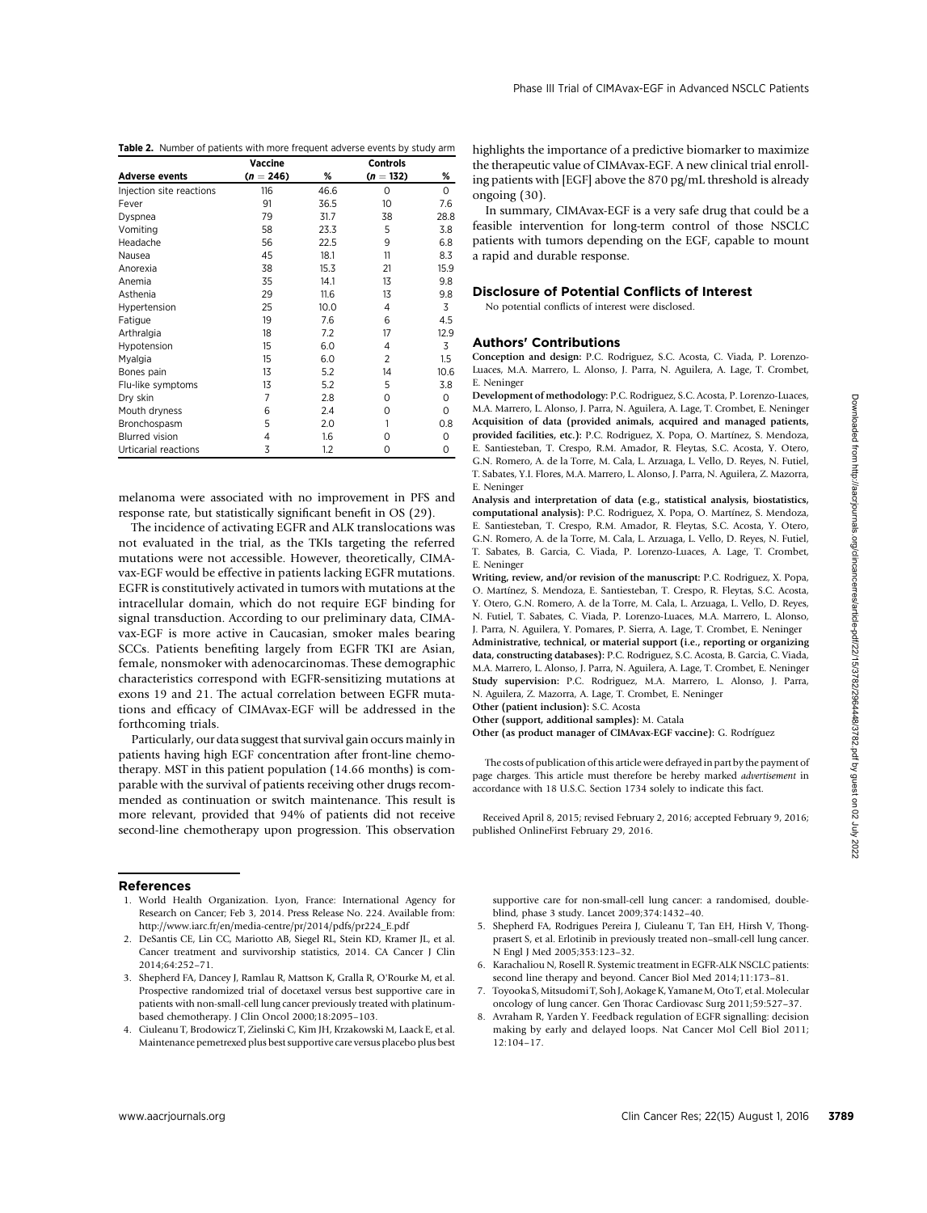**Table 2.** Number of patients with more frequent adverse events by study arm

| Adverse events | Vaccine ($n = 246$) | % | Controls ($n = 132$) | % |
|---|---|---|---|---|
| Injection site reactions | 116 | 46.6 | 0 | 0 |
| Fever | 91 | 36.5 | 10 | 7.6 |
| Dyspnea | 79 | 31.7 | 38 | 28.8 |
| Vomiting | 58 | 23.3 | 5 | 3.8 |
| Headache | 56 | 22.5 | 9 | 6.8 |
| Nausea | 45 | 18.1 | 11 | 8.3 |
| Anorexia | 38 | 15.3 | 21 | 15.9 |
| Anemia | 35 | 14.1 | 13 | 9.8 |
| Asthenia | 29 | 11.6 | 13 | 9.8 |
| Hypertension | 25 | 10.0 | 4 | 3 |
| Fatigue | 19 | 7.6 | 6 | 4.5 |
| Arthralgia | 18 | 7.2 | 17 | 12.9 |
| Hypotension | 15 | 6.0 | 4 | 3 |
| Myalgia | 15 | 6.0 | 2 | 1.5 |
| Bones pain | 13 | 5.2 | 14 | 10.6 |
| Flu-like symptoms | 13 | 5.2 | 5 | 3.8 |
| Dry skin | 7 | 2.8 | 0 | 0 |
| Mouth dryness | 6 | 2.4 | 0 | 0 |
| Bronchospasm | 5 | 2.0 | 1 | 0.8 |
| Blurred vision | 4 | 1.6 | 0 | 0 |
| Urticarial reactions | 3 | 1.2 | 0 | 0 |

melanoma were associated with no improvement in PFS and response rate, but statistically significant benefit in OS (29).

The incidence of activating EGFR and ALK translocations was not evaluated in the trial, as the TKIs targeting the referred mutations were not accessible. However, theoretically, CIMAvax-EGF would be effective in patients lacking EGFR mutations. EGFR is constitutively activated in tumors with mutations at the intracellular domain, which do not require EGF binding for signal transduction. According to our preliminary data, CIMAvax-EGF is more active in Caucasian, smoker males bearing SCCs. Patients benefiting largely from EGFR TKI are Asian, female, nonsmoker with adenocarcinomas. These demographic characteristics correspond with EGFR-sensitizing mutations at exons 19 and 21. The actual correlation between EGFR mutations and efficacy of CIMAvax-EGF will be addressed in the forthcoming trials.

Particularly, our data suggest that survival gain occurs mainly in patients having high EGF concentration after front-line chemotherapy. MST in this patient population (14.66 months) is comparable with the survival of patients receiving other drugs recommended as continuation or switch maintenance. This result is more relevant, provided that 94% of patients did not receive second-line chemotherapy upon progression. This observation highlights the importance of a predictive biomarker to maximize the therapeutic value of CIMAvax-EGF. A new clinical trial enrolling patients with [EGF] above the 870 pg/mL threshold is already ongoing (30).

In summary, CIMAvax-EGF is a very safe drug that could be a feasible intervention for long-term control of those NSCLC patients with tumors depending on the EGF, capable to mount a rapid and durable response.

## Disclosure of Potential Conflicts of Interest

No potential conflicts of interest were disclosed.

## Authors' Contributions

**Conception and design:** P.C. Rodriguez, S.C. Acosta, C. Viada, P. Lorenzo-Luaces, M.A. Marrero, L. Alonso, J. Parra, N. Aguilera, A. Lage, T. Crombet, E. Neninger

**Development of methodology:** P.C. Rodriguez, S.C. Acosta, P. Lorenzo-Luaces, M.A. Marrero, L. Alonso, J. Parra, N. Aguilera, A. Lage, T. Crombet, E. Neninger

**Acquisition of data (provided animals, acquired and managed patients, provided facilities, etc.):** P.C. Rodriguez, X. Popa, O. Martínez, S. Mendoza, E. Santiesteban, T. Crespo, R.M. Amador, R. Fleytas, S.C. Acosta, Y. Otero, G.N. Romero, A. de la Torre, M. Cala, L. Arzuaga, L. Vello, D. Reyes, N. Futiel, T. Sabates, Y.I. Flores, M.A. Marrero, L. Alonso, J. Parra, N. Aguilera, Z. Mazorra, E. Neninger

**Analysis and interpretation of data (e.g., statistical analysis, biostatistics, computational analysis):** P.C. Rodriguez, X. Popa, O. Martínez, S. Mendoza, E. Santiesteban, T. Crespo, R.M. Amador, R. Fleytas, S.C. Acosta, Y. Otero, G.N. Romero, A. de la Torre, M. Cala, L. Arzuaga, L. Vello, D. Reyes, N. Futiel, T. Sabates, B. Garcia, C. Viada, P. Lorenzo-Luaces, A. Lage, T. Crombet, E. Neninger

**Writing, review, and/or revision of the manuscript:** P.C. Rodriguez, X. Popa, O. Martínez, S. Mendoza, E. Santiesteban, T. Crespo, R. Fleytas, S.C. Acosta, Y. Otero, G.N. Romero, A. de la Torre, M. Cala, L. Arzuaga, L. Vello, D. Reyes, N. Futiel, T. Sabates, C. Viada, P. Lorenzo-Luaces, M.A. Marrero, L. Alonso, J. Parra, N. Aguilera, Y. Pomares, P. Sierra, A. Lage, T. Crombet, E. Neninger

**Administrative, technical, or material support (i.e., reporting or organizing data, constructing databases):** P.C. Rodriguez, S.C. Acosta, B. Garcia, C. Viada, M.A. Marrero, L. Alonso, J. Parra, N. Aguilera, A. Lage, T. Crombet, E. Neninger

**Study supervision:** P.C. Rodriguez, M.A. Marrero, L. Alonso, J. Parra, N. Aguilera, Z. Mazorra, A. Lage, T. Crombet, E. Neninger

**Other (patient inclusion):** S.C. Acosta

**Other (support, additional samples):** M. Catala

**Other (as product manager of CIMAvax-EGF vaccine):** G. Rodríguez

The costs of publication of this article were defrayed in part by the payment of page charges. This article must therefore be hereby marked *advertisement* in accordance with 18 U.S.C. Section 1734 solely to indicate this fact.

Received April 8, 2015; revised February 2, 2016; accepted February 9, 2016; published OnlineFirst February 29, 2016.

## References

1. World Health Organization. Lyon, France: International Agency for Research on Cancer; Feb 3, 2014. Press Release No. 224. Available from: http://www.iarc.fr/en/media-centre/pr/2014/pdfs/pr224_E.pdf
2. DeSantis CE, Lin CC, Mariotto AB, Siegel RL, Stein KD, Kramer JL, et al. Cancer treatment and survivorship statistics, 2014. CA Cancer J Clin 2014;64:252–71.
3. Shepherd FA, Dancey J, Ramlau R, Mattson K, Gralla R, O'Rourke M, et al. Prospective randomized trial of docetaxel versus best supportive care in patients with non-small-cell lung cancer previously treated with platinum-based chemotherapy. J Clin Oncol 2000;18:2095–103.
4. Ciuleanu T, Brodowicz T, Zielinski C, Kim JH, Krzakowski M, Laack E, et al. Maintenance pemetrexed plus best supportive care versus placebo plus best supportive care for non-small-cell lung cancer: a randomised, double-blind, phase 3 study. Lancet 2009;374:1432–40.
5. Shepherd FA, Rodrigues Pereira J, Ciuleanu T, Tan EH, Hirsh V, Thongprasert S, et al. Erlotinib in previously treated non–small-cell lung cancer. N Engl J Med 2005;353:123–32.
6. Karachaliou N, Rosell R. Systemic treatment in EGFR-ALK NSCLC patients: second line therapy and beyond. Cancer Biol Med 2014;11:173–81.
7. Toyooka S, Mitsudomi T, Soh J, Aokage K, Yamane M, Oto T, et al. Molecular oncology of lung cancer. Gen Thorac Cardiovasc Surg 2011;59:527–37.
8. Avraham R, Yarden Y. Feedback regulation of EGFR signalling: decision making by early and delayed loops. Nat Cancer Mol Cell Biol 2011; 12:104–17.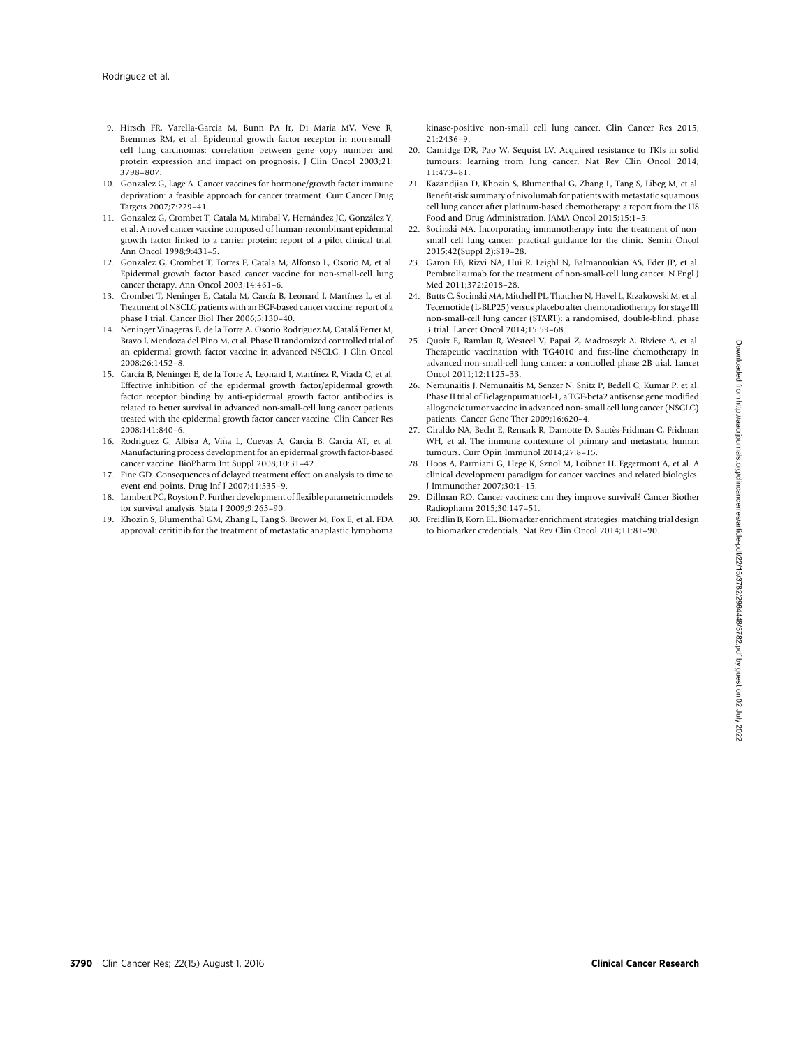9. Hirsch FR, Varella-Garcia M, Bunn PA Jr, Di Maria MV, Veve R, Bremmes RM, et al. Epidermal growth factor receptor in non-small-cell lung carcinomas: correlation between gene copy number and protein expression and impact on prognosis. J Clin Oncol 2003;21: 3798–807.
10. Gonzalez G, Lage A. Cancer vaccines for hormone/growth factor immune deprivation: a feasible approach for cancer treatment. Curr Cancer Drug Targets 2007;7:229–41.
11. Gonzalez G, Crombet T, Catala M, Mirabal V, Hernández JC, González Y, et al. A novel cancer vaccine composed of human-recombinant epidermal growth factor linked to a carrier protein: report of a pilot clinical trial. Ann Oncol 1998;9:431–5.
12. Gonzalez G, Crombet T, Torres F, Catala M, Alfonso L, Osorio M, et al. Epidermal growth factor based cancer vaccine for non-small-cell lung cancer therapy. Ann Oncol 2003;14:461–6.
13. Crombet T, Neninger E, Catala M, García B, Leonard I, Martínez L, et al. Treatment of NSCLC patients with an EGF-based cancer vaccine: report of a phase I trial. Cancer Biol Ther 2006;5:130–40.
14. Neninger Vinageras E, de la Torre A, Osorio Rodríguez M, Catalá Ferrer M, Bravo I, Mendoza del Pino M, et al. Phase II randomized controlled trial of an epidermal growth factor vaccine in advanced NSCLC. J Clin Oncol 2008;26:1452–8.
15. García B, Neninger E, de la Torre A, Leonard I, Martínez R, Viada C, et al. Effective inhibition of the epidermal growth factor/epidermal growth factor receptor binding by anti-epidermal growth factor antibodies is related to better survival in advanced non-small-cell lung cancer patients treated with the epidermal growth factor cancer vaccine. Clin Cancer Res 2008;141:840–6.
16. Rodriguez G, Albisa A, Viña L, Cuevas A, Garcia B, Garcia AT, et al. Manufacturing process development for an epidermal growth factor-based cancer vaccine. BioPharm Int Suppl 2008;10:31–42.
17. Fine GD. Consequences of delayed treatment effect on analysis to time to event end points. Drug Inf J 2007;41:535–9.
18. Lambert PC, Royston P. Further development of flexible parametric models for survival analysis. Stata J 2009;9:265–90.
19. Khozin S, Blumenthal GM, Zhang L, Tang S, Brower M, Fox E, et al. FDA approval: ceritinib for the treatment of metastatic anaplastic lymphoma kinase-positive non-small cell lung cancer. Clin Cancer Res 2015; 21:2436–9.
20. Camidge DR, Pao W, Sequist LV. Acquired resistance to TKIs in solid tumours: learning from lung cancer. Nat Rev Clin Oncol 2014; 11:473–81.
21. Kazandjian D, Khozin S, Blumenthal G, Zhang L, Tang S, Libeg M, et al. Benefit-risk summary of nivolumab for patients with metastatic squamous cell lung cancer after platinum-based chemotherapy: a report from the US Food and Drug Administration. JAMA Oncol 2015;15:1–5.
22. Socinski MA. Incorporating immunotherapy into the treatment of non-small cell lung cancer: practical guidance for the clinic. Semin Oncol 2015;42(Suppl 2):S19–28.
23. Garon EB, Rizvi NA, Hui R, Leighl N, Balmanoukian AS, Eder JP, et al. Pembrolizumab for the treatment of non-small-cell lung cancer. N Engl J Med 2011;372:2018–28.
24. Butts C, Socinski MA, Mitchell PL, Thatcher N, Havel L, Krzakowski M, et al. Tecemotide (L-BLP25) versus placebo after chemoradiotherapy for stage III non-small-cell lung cancer (START): a randomised, double-blind, phase 3 trial. Lancet Oncol 2014;15:59–68.
25. Quoix E, Ramlau R, Westeel V, Papai Z, Madroszyk A, Riviere A, et al. Therapeutic vaccination with TG4010 and first-line chemotherapy in advanced non-small-cell lung cancer: a controlled phase 2B trial. Lancet Oncol 2011;12:1125–33.
26. Nemunaitis J, Nemunaitis M, Senzer N, Snitz P, Bedell C, Kumar P, et al. Phase II trial of Belagenpumatucel-L, a TGF-beta2 antisense gene modified allogeneic tumor vaccine in advanced non- small cell lung cancer (NSCLC) patients. Cancer Gene Ther 2009;16:620–4.
27. Giraldo NA, Becht E, Remark R, Damotte D, Sautès-Fridman C, Fridman WH, et al. The immune contexture of primary and metastatic human tumours. Curr Opin Immunol 2014;27:8–15.
28. Hoos A, Parmiani G, Hege K, Sznol M, Loibner H, Eggermont A, et al. A clinical development paradigm for cancer vaccines and related biologics. J Immunother 2007;30:1–15.
29. Dillman RO. Cancer vaccines: can they improve survival? Cancer Biother Radiopharm 2015;30:147–51.
30. Freidlin B, Korn EL. Biomarker enrichment strategies: matching trial design to biomarker credentials. Nat Rev Clin Oncol 2014;11:81–90.